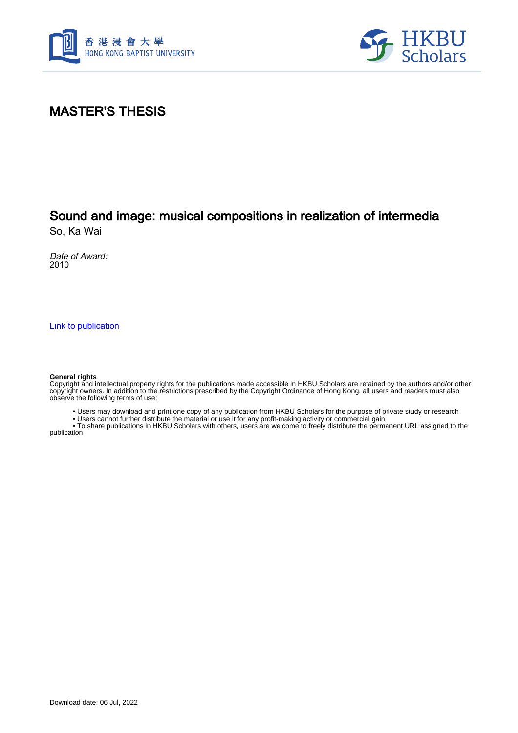# MASTER'S THESIS

## Sound and image: musical compositions in realization of intermedia

So, Ka Wai

*Date of Award:*
2010

Link to publication

**General rights**
Copyright and intellectual property rights for the publications made accessible in HKBU Scholars are retained by the authors and/or other copyright owners. In addition to the restrictions prescribed by the Copyright Ordinance of Hong Kong, all users and readers must also observe the following terms of use:

- Users may download and print one copy of any publication from HKBU Scholars for the purpose of private study or research
- Users cannot further distribute the material or use it for any profit-making activity or commercial gain
- To share publications in HKBU Scholars with others, users are welcome to freely distribute the permanent URL assigned to the publication

Download date: 06 Jul, 2022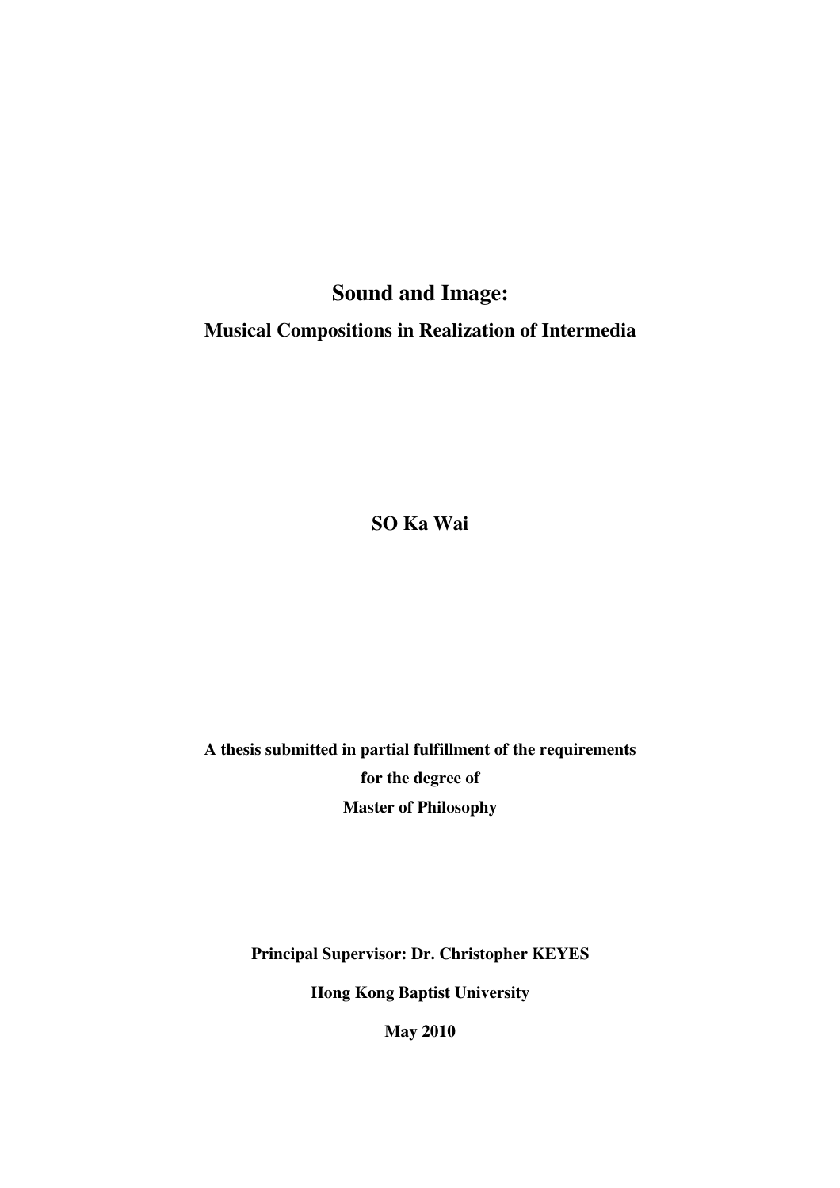# Sound and Image:

## Musical Compositions in Realization of Intermedia

**SO Ka Wai**

**A thesis submitted in partial fulfillment of the requirements for the degree of Master of Philosophy**

**Principal Supervisor: Dr. Christopher KEYES**

**Hong Kong Baptist University**

**May 2010**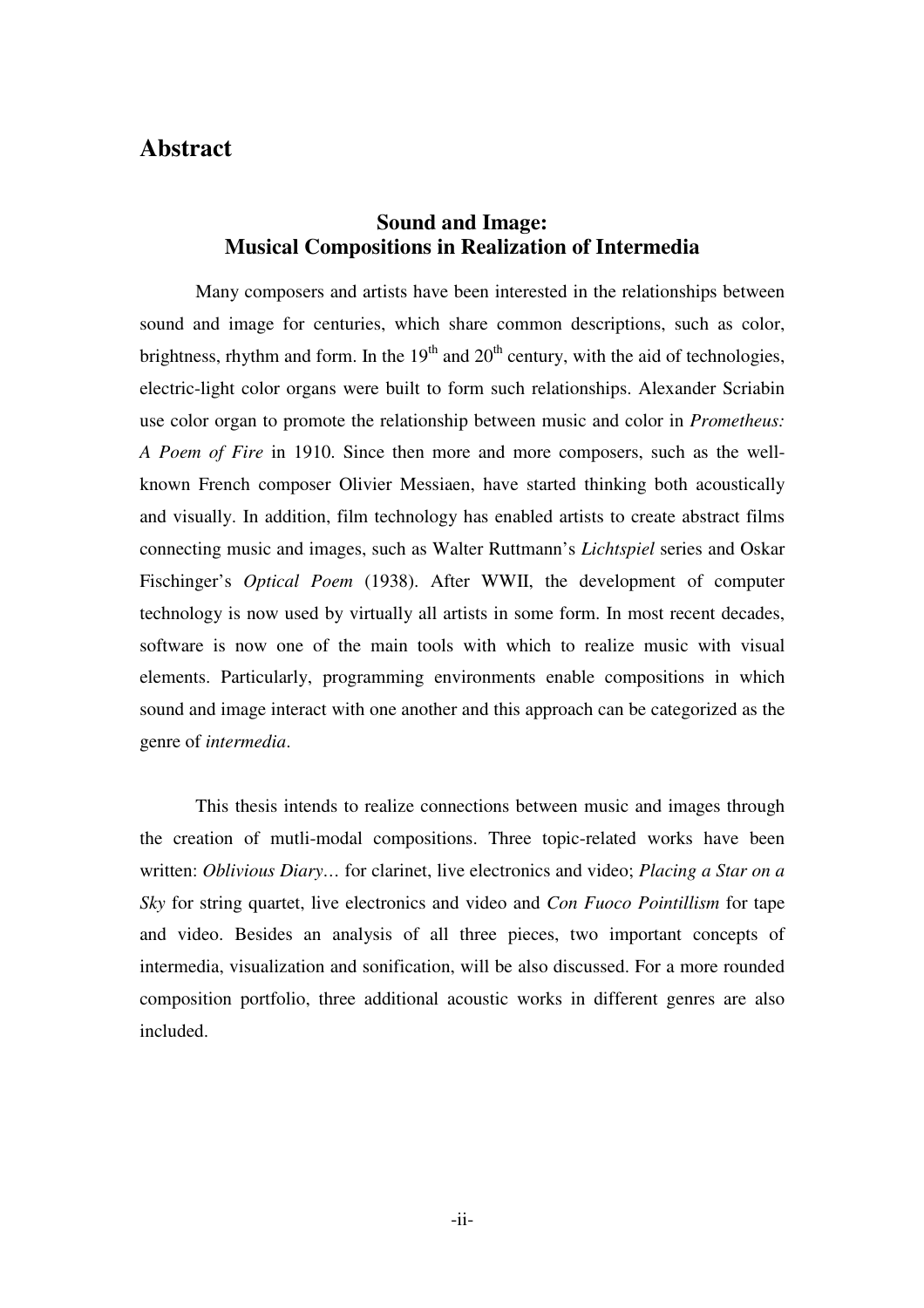# Abstract

## Sound and Image: Musical Compositions in Realization of Intermedia

Many composers and artists have been interested in the relationships between sound and image for centuries, which share common descriptions, such as color, brightness, rhythm and form. In the $19^{th}$ and $20^{th}$ century, with the aid of technologies, electric-light color organs were built to form such relationships. Alexander Scriabin use color organ to promote the relationship between music and color in *Prometheus: A Poem of Fire* in 1910. Since then more and more composers, such as the well-known French composer Olivier Messiaen, have started thinking both acoustically and visually. In addition, film technology has enabled artists to create abstract films connecting music and images, such as Walter Ruttmann's *Lichtspiel* series and Oskar Fischinger's *Optical Poem* (1938). After WWII, the development of computer technology is now used by virtually all artists in some form. In most recent decades, software is now one of the main tools with which to realize music with visual elements. Particularly, programming environments enable compositions in which sound and image interact with one another and this approach can be categorized as the genre of *intermedia*.

This thesis intends to realize connections between music and images through the creation of mutli-modal compositions. Three topic-related works have been written: *Oblivious Diary…* for clarinet, live electronics and video; *Placing a Star on a Sky* for string quartet, live electronics and video and *Con Fuoco Pointillism* for tape and video. Besides an analysis of all three pieces, two important concepts of intermedia, visualization and sonification, will be also discussed. For a more rounded composition portfolio, three additional acoustic works in different genres are also included.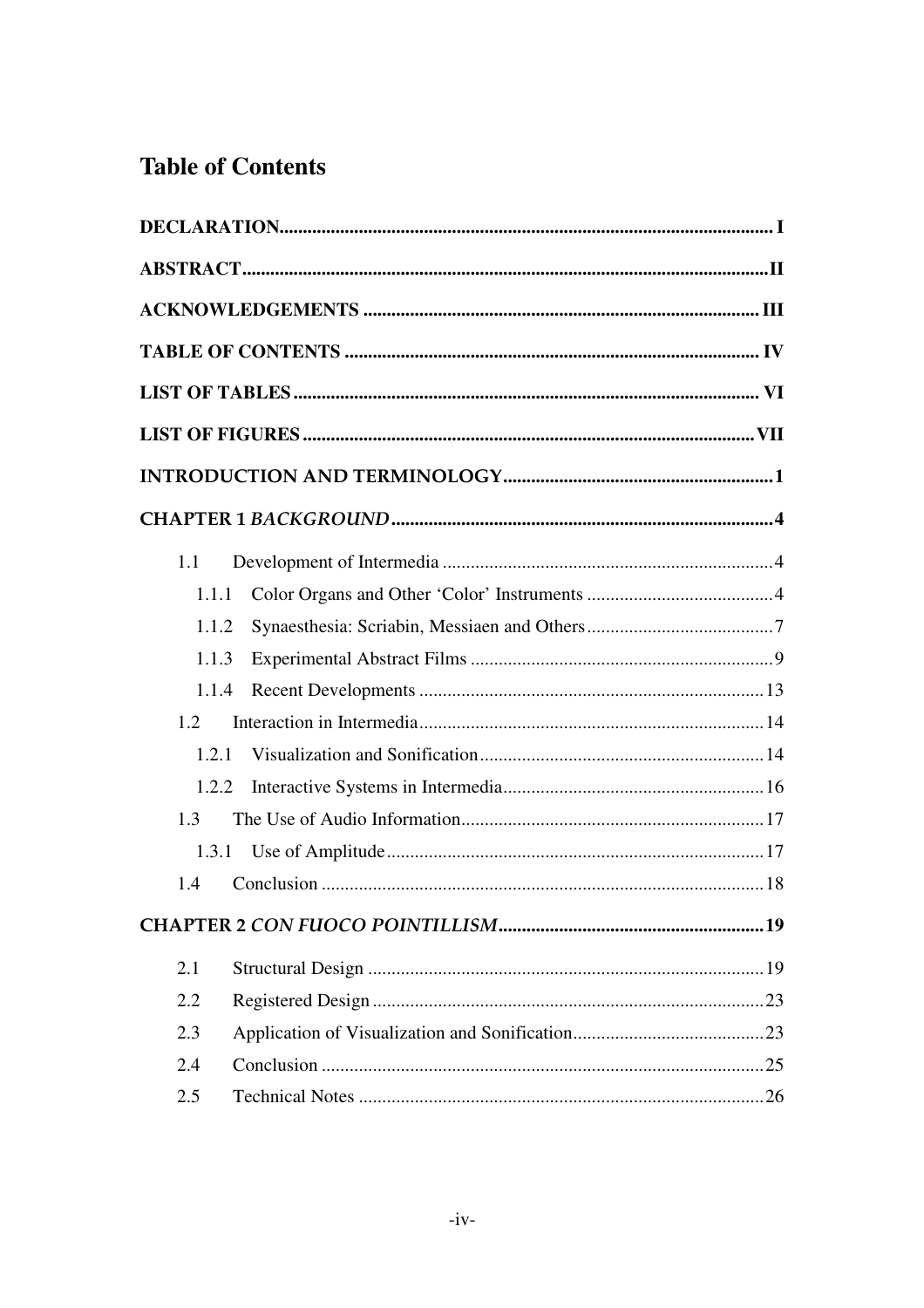# Table of Contents

**DECLARATION** ........ I

**ABSTRACT** ........ II

**ACKNOWLEDGEMENTS** ........ III

**TABLE OF CONTENTS** ........ IV

**LIST OF TABLES** ........ VI

**LIST OF FIGURES** ........ VII

**INTRODUCTION AND TERMINOLOGY** ........ 1

**CHAPTER 1** ***BACKGROUND*** ........ 4

- 1.1 Development of Intermedia ........ 4
  - 1.1.1 Color Organs and Other 'Color' Instruments ........ 4
  - 1.1.2 Synaesthesia: Scriabin, Messiaen and Others ........ 7
  - 1.1.3 Experimental Abstract Films ........ 9
  - 1.1.4 Recent Developments ........ 13
- 1.2 Interaction in Intermedia ........ 14
  - 1.2.1 Visualization and Sonification ........ 14
  - 1.2.2 Interactive Systems in Intermedia ........ 16
- 1.3 The Use of Audio Information ........ 17
  - 1.3.1 Use of Amplitude ........ 17
- 1.4 Conclusion ........ 18

**CHAPTER 2** ***CON FUOCO POINTILLISM*** ........ 19

- 2.1 Structural Design ........ 19
- 2.2 Registered Design ........ 23
- 2.3 Application of Visualization and Sonification ........ 23
- 2.4 Conclusion ........ 25
- 2.5 Technical Notes ........ 26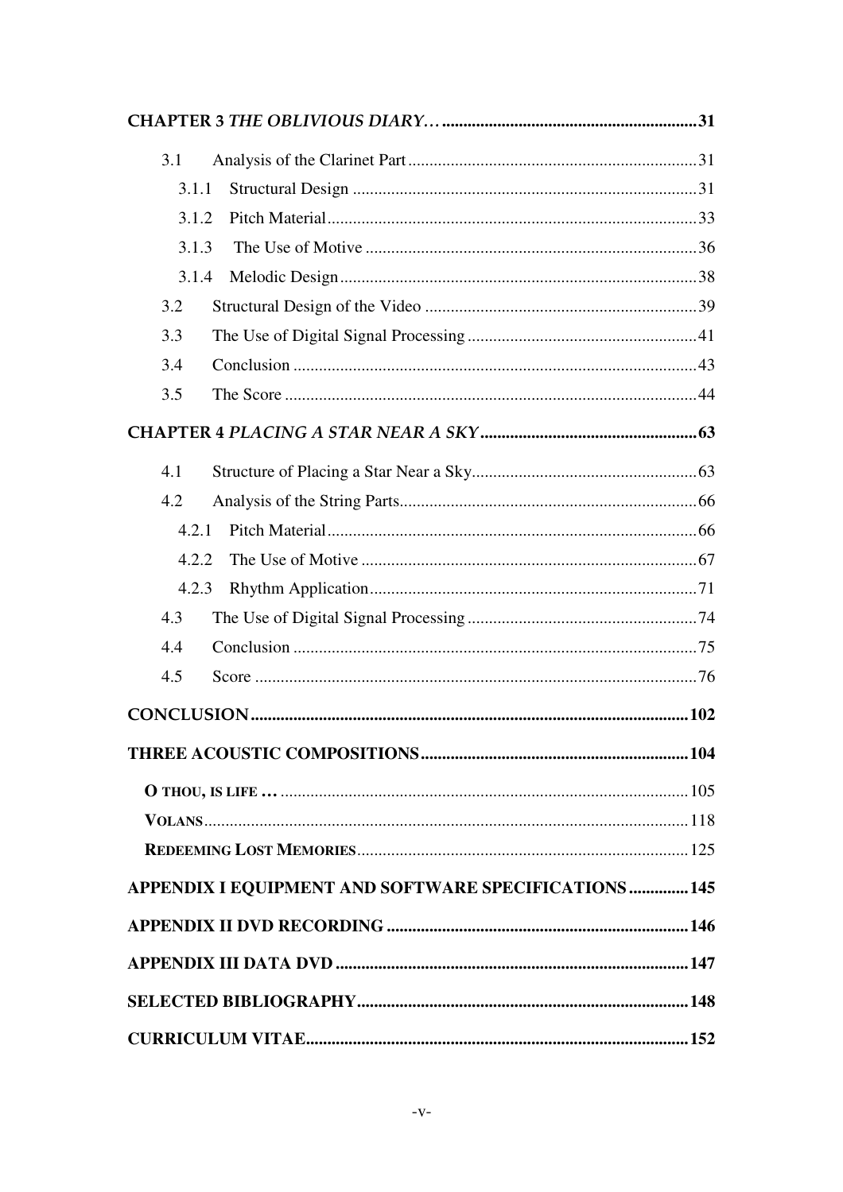**CHAPTER 3 *THE OBLIVIOUS DIARY…* ........................................................... 31**

- 3.1 Analysis of the Clarinet Part ........................................................... 31
  - 3.1.1 Structural Design ........................................................... 31
  - 3.1.2 Pitch Material ........................................................... 33
  - 3.1.3 The Use of Motive ........................................................... 36
  - 3.1.4 Melodic Design ........................................................... 38
- 3.2 Structural Design of the Video ........................................................... 39
- 3.3 The Use of Digital Signal Processing ........................................................... 41
- 3.4 Conclusion ........................................................... 43
- 3.5 The Score ........................................................... 44

**CHAPTER 4 *PLACING A STAR NEAR A SKY* ........................................................... 63**

- 4.1 Structure of Placing a Star Near a Sky ........................................................... 63
- 4.2 Analysis of the String Parts ........................................................... 66
  - 4.2.1 Pitch Material ........................................................... 66
  - 4.2.2 The Use of Motive ........................................................... 67
  - 4.2.3 Rhythm Application ........................................................... 71
- 4.3 The Use of Digital Signal Processing ........................................................... 74
- 4.4 Conclusion ........................................................... 75
- 4.5 Score ........................................................... 76

**CONCLUSION ........................................................... 102**

**THREE ACOUSTIC COMPOSITIONS ........................................................... 104**

- **O THOU, IS LIFE …** ........................................................... 105
- **VOLANS** ........................................................... 118
- **REDEEMING LOST MEMORIES** ........................................................... 125

**APPENDIX I EQUIPMENT AND SOFTWARE SPECIFICATIONS ........................................................... 145**

**APPENDIX II DVD RECORDING ........................................................... 146**

**APPENDIX III DATA DVD ........................................................... 147**

**SELECTED BIBLIOGRAPHY ........................................................... 148**

**CURRICULUM VITAE ........................................................... 152**